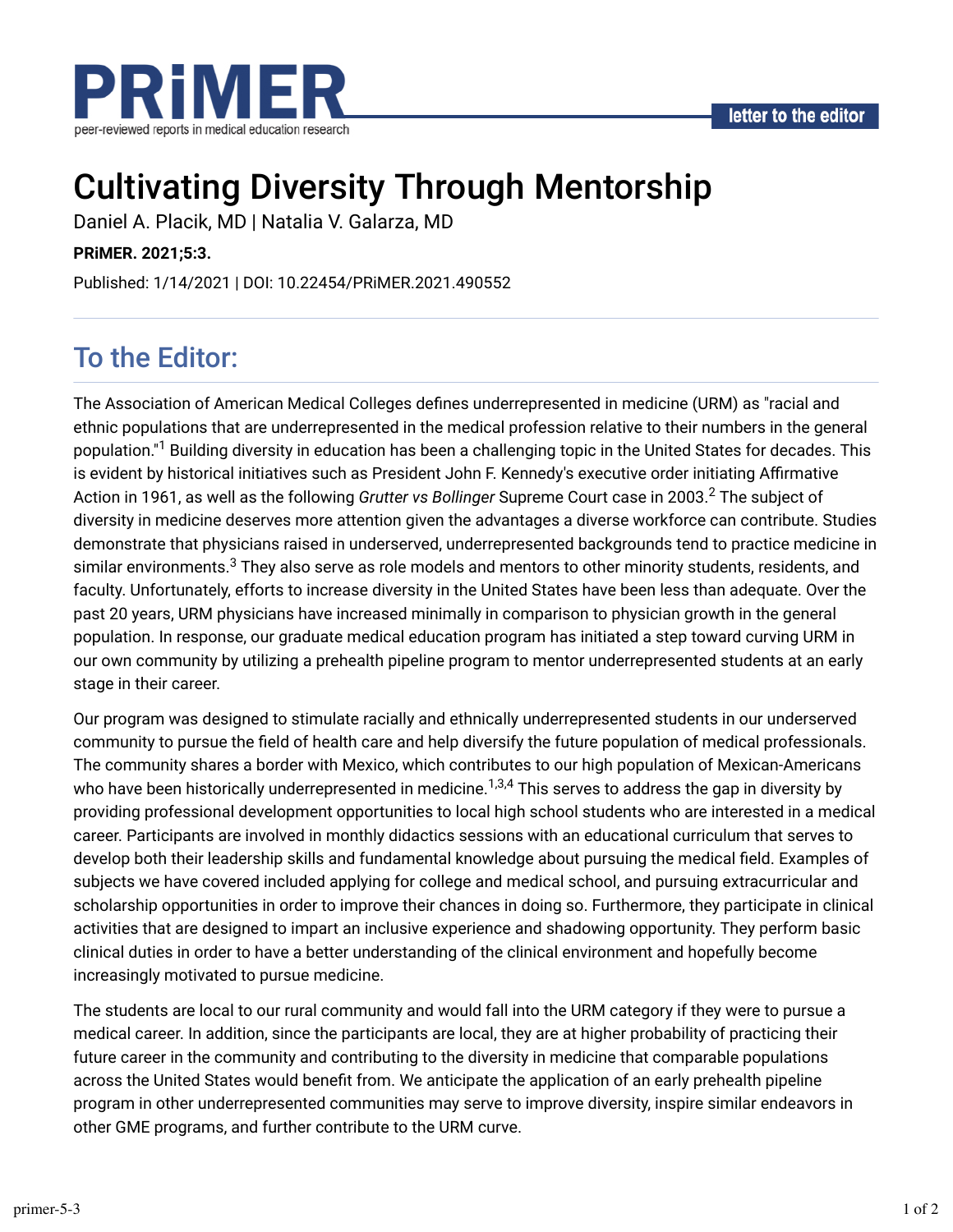letter to the editor

# Cultivating Diversity Through Mentorship

Daniel A. Placik, MD | Natalia V. Galarza, MD

**PRiMER. 2021;5:3.**

Published: 1/14/2021 | DOI: 10.22454/PRiMER.2021.490552

## To the Editor:

The Association of American Medical Colleges defines underrepresented in medicine (URM) as "racial and ethnic populations that are underrepresented in the medical profession relative to their numbers in the general population."[1] Building diversity in education has been a challenging topic in the United States for decades. This is evident by historical initiatives such as President John F. Kennedy's executive order initiating Affirmative Action in 1961, as well as the following *Grutter vs Bollinger* Supreme Court case in 2003.[2] The subject of diversity in medicine deserves more attention given the advantages a diverse workforce can contribute. Studies demonstrate that physicians raised in underserved, underrepresented backgrounds tend to practice medicine in similar environments.[3] They also serve as role models and mentors to other minority students, residents, and faculty. Unfortunately, efforts to increase diversity in the United States have been less than adequate. Over the past 20 years, URM physicians have increased minimally in comparison to physician growth in the general population. In response, our graduate medical education program has initiated a step toward curving URM in our own community by utilizing a prehealth pipeline program to mentor underrepresented students at an early stage in their career.

Our program was designed to stimulate racially and ethnically underrepresented students in our underserved community to pursue the field of health care and help diversify the future population of medical professionals. The community shares a border with Mexico, which contributes to our high population of Mexican-Americans who have been historically underrepresented in medicine.[1,3,4] This serves to address the gap in diversity by providing professional development opportunities to local high school students who are interested in a medical career. Participants are involved in monthly didactics sessions with an educational curriculum that serves to develop both their leadership skills and fundamental knowledge about pursuing the medical field. Examples of subjects we have covered included applying for college and medical school, and pursuing extracurricular and scholarship opportunities in order to improve their chances in doing so. Furthermore, they participate in clinical activities that are designed to impart an inclusive experience and shadowing opportunity. They perform basic clinical duties in order to have a better understanding of the clinical environment and hopefully become increasingly motivated to pursue medicine.

The students are local to our rural community and would fall into the URM category if they were to pursue a medical career. In addition, since the participants are local, they are at higher probability of practicing their future career in the community and contributing to the diversity in medicine that comparable populations across the United States would benefit from. We anticipate the application of an early prehealth pipeline program in other underrepresented communities may serve to improve diversity, inspire similar endeavors in other GME programs, and further contribute to the URM curve.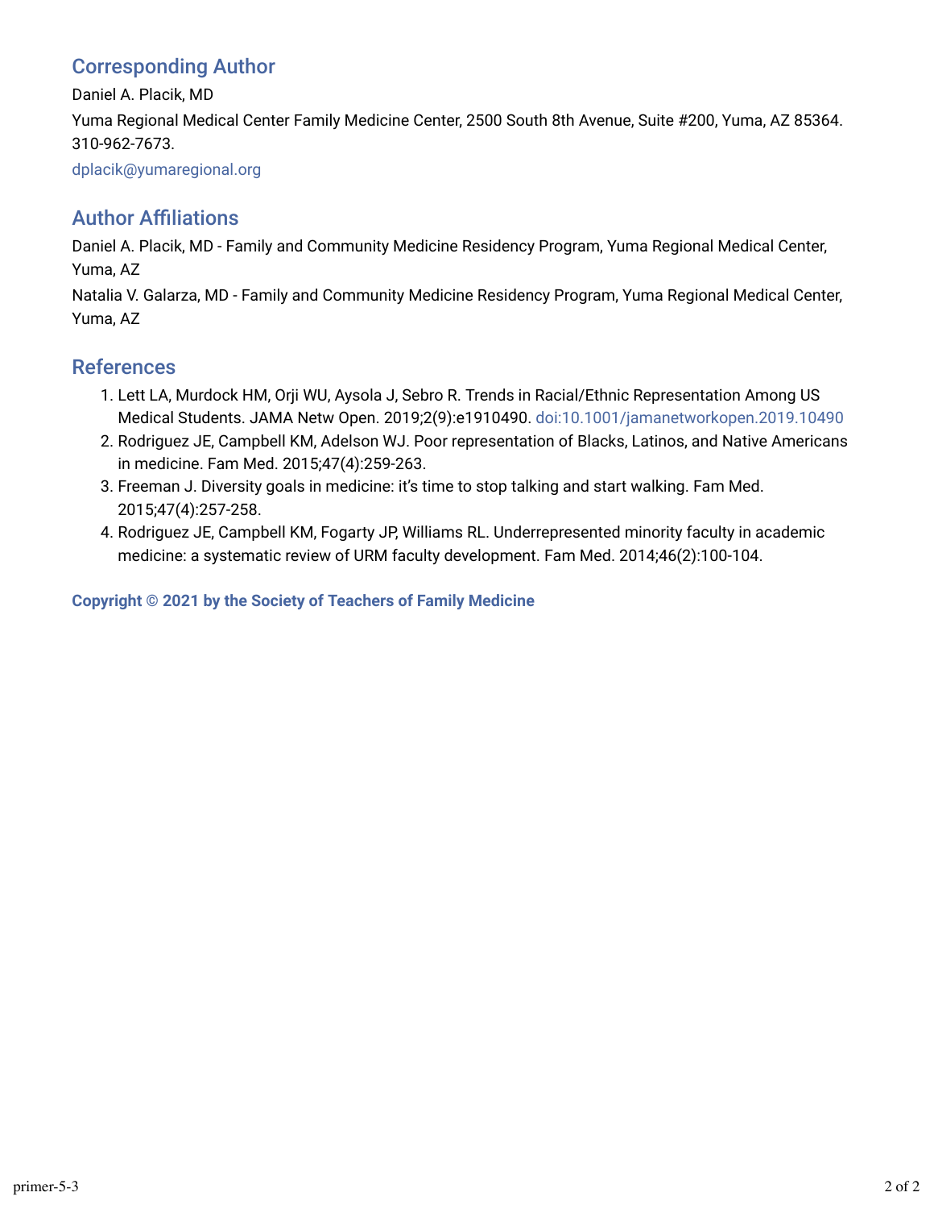## Corresponding Author

Daniel A. Placik, MD

Yuma Regional Medical Center Family Medicine Center, 2500 South 8th Avenue, Suite #200, Yuma, AZ 85364. 310-962-7673.

dplacik@yumaregional.org

## Author Affiliations

Daniel A. Placik, MD - Family and Community Medicine Residency Program, Yuma Regional Medical Center, Yuma, AZ

Natalia V. Galarza, MD - Family and Community Medicine Residency Program, Yuma Regional Medical Center, Yuma, AZ

## References

1. Lett LA, Murdock HM, Orji WU, Aysola J, Sebro R. Trends in Racial/Ethnic Representation Among US Medical Students. JAMA Netw Open. 2019;2(9):e1910490. doi:10.1001/jamanetworkopen.2019.10490
2. Rodriguez JE, Campbell KM, Adelson WJ. Poor representation of Blacks, Latinos, and Native Americans in medicine. Fam Med. 2015;47(4):259-263.
3. Freeman J. Diversity goals in medicine: it's time to stop talking and start walking. Fam Med. 2015;47(4):257-258.
4. Rodriguez JE, Campbell KM, Fogarty JP, Williams RL. Underrepresented minority faculty in academic medicine: a systematic review of URM faculty development. Fam Med. 2014;46(2):100-104.

**Copyright © 2021 by the Society of Teachers of Family Medicine**